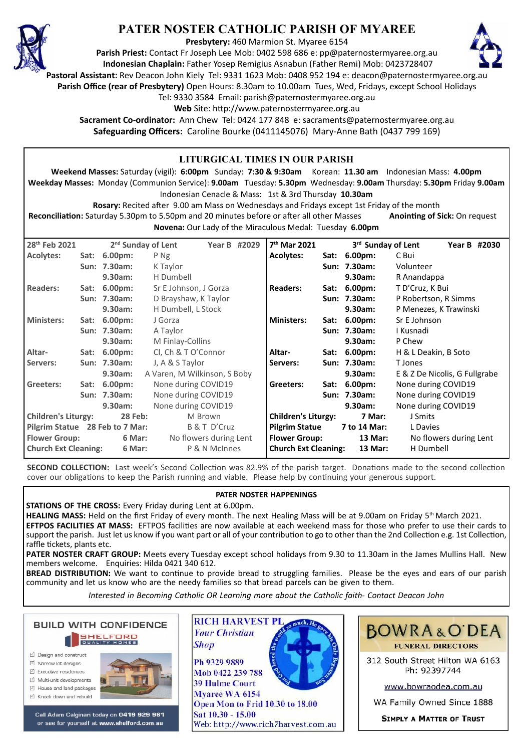# PATER NOSTER CATHOLIC PARISH OF MYAREE

**Presbytery:** 460 Marmion St. Myaree 6154
**Parish Priest:** Contact Fr Joseph Lee Mob: 0402 598 686 e: pp@paternostermyaree.org.au
**Indonesian Chaplain:** Father Yosep Remigius Asnabun (Father Remi) Mob: 0423728407
**Pastoral Assistant:** Rev Deacon John Kiely Tel: 9331 1623 Mob: 0408 952 194 e: deacon@paternostermyaree.org.au
**Parish Office (rear of Presbytery)** Open Hours: 8.30am to 10.00am Tues, Wed, Fridays, except School Holidays
Tel: 9330 3584 Email: parish@paternostermyaree.org.au
**Web** Site: http://www.paternostermyaree.org.au
**Sacrament Co-ordinator:** Ann Chew Tel: 0424 177 848 e: sacraments@paternostermyaree.org.au
**Safeguarding Officers:** Caroline Bourke (0411145076) Mary-Anne Bath (0437 799 169)

## LITURGICAL TIMES IN OUR PARISH

**Weekend Masses:** Saturday (vigil): **6:00pm** Sunday: **7:30 & 9:30am** Korean: **11.30 am** Indonesian Mass: **4.00pm**
**Weekday Masses:** Monday (Communion Service): **9.00am** Tuesday: **5.30pm** Wednesday: **9.00am** Thursday: **5.30pm** Friday **9.00am**
Indonesian Cenacle & Mass: 1st & 3rd Thursday **10.30am**
**Rosary:** Recited after 9.00 am Mass on Wednesdays and Fridays except 1st Friday of the month
**Reconciliation:** Saturday 5.30pm to 5.50pm and 20 minutes before or after all other Masses **Anointing of Sick:** On request
**Novena:** Our Lady of the Miraculous Medal: Tuesday **6.00pm**

| 28th Feb 2021 | | 2nd Sunday of Lent | Year B #2029 | 7th Mar 2021 | | 3rd Sunday of Lent | Year B #2030 |
|---|---|---|---|---|---|---|---|
| **Acolytes:** | **Sat: 6.00pm:** | P Ng | | **Acolytes:** | **Sat: 6.00pm:** | C Bui | |
| | **Sun: 7.30am:** | K Taylor | | | **Sun: 7.30am:** | Volunteer | |
| | **9.30am:** | H Dumbell | | | **9.30am:** | R Anandappa | |
| **Readers:** | **Sat: 6.00pm:** | Sr E Johnson, J Gorza | | **Readers:** | **Sat: 6.00pm:** | T D'Cruz, K Bui | |
| | **Sun: 7.30am:** | D Brayshaw, K Taylor | | | **Sun: 7.30am:** | P Robertson, R Simms | |
| | **9.30am:** | H Dumbell, L Stock | | | **9.30am:** | P Menezes, K Trawinski | |
| **Ministers:** | **Sat: 6.00pm:** | J Gorza | | **Ministers:** | **Sat: 6.00pm:** | Sr E Johnson | |
| | **Sun: 7.30am:** | A Taylor | | | **Sun: 7.30am:** | I Kusnadi | |
| | **9.30am:** | M Finlay-Collins | | | **9.30am:** | P Chew | |
| **Altar-** | **Sat: 6.00pm:** | Cl, Ch & T O'Connor | | **Altar-** | **Sat: 6.00pm:** | H & L Deakin, B Soto | |
| **Servers:** | **Sun: 7.30am:** | J, A & S Taylor | | **Servers:** | **Sun: 7.30am:** | T Jones | |
| | **9.30am:** | A Varen, M Wilkinson, S Boby | | | **9.30am:** | E & Z De Nicolis, G Fullgrabe | |
| **Greeters:** | **Sat: 6.00pm:** | None during COVID19 | | **Greeters:** | **Sat: 6.00pm:** | None during COVID19 | |
| | **Sun: 7.30am:** | None during COVID19 | | | **Sun: 7.30am:** | None during COVID19 | |
| | **9.30am:** | None during COVID19 | | | **9.30am:** | None during COVID19 | |
| **Children's Liturgy:** | **28 Feb:** | M Brown | | **Children's Liturgy:** | **7 Mar:** | J Smits | |
| **Pilgrim Statue** | **28 Feb to 7 Mar:** | B & T D'Cruz | | **Pilgrim Statue** | **7 to 14 Mar:** | L Davies | |
| **Flower Group:** | **6 Mar:** | No flowers during Lent | | **Flower Group:** | **13 Mar:** | No flowers during Lent | |
| **Church Ext Cleaning:** | **6 Mar:** | P & N McInnes | | **Church Ext Cleaning:** | **13 Mar:** | H Dumbell | |

**SECOND COLLECTION:** Last week's Second Collection was 82.9% of the parish target. Donations made to the second collection cover our obligations to keep the Parish running and viable. Please help by continuing your generous support.

## PATER NOSTER HAPPENINGS

**STATIONS OF THE CROSS:** Every Friday during Lent at 6.00pm.
**HEALING MASS:** Held on the first Friday of every month. The next Healing Mass will be at 9.00am on Friday 5th March 2021.
**EFTPOS FACILITIES AT MASS:** EFTPOS facilities are now available at each weekend mass for those who prefer to use their cards to support the parish. Just let us know if you want part or all of your contribution to go to other than the 2nd Collection e.g. 1st Collection, raffle tickets, plants etc.
**PATER NOSTER CRAFT GROUP:** Meets every Tuesday except school holidays from 9.30 to 11.30am in the James Mullins Hall. New members welcome. Enquiries: Hilda 0421 340 612.
**BREAD DISTRIBUTION:** We want to continue to provide bread to struggling families. Please be the eyes and ears of our parish community and let us know who are the needy families so that bread parcels can be given to them.

*Interested in Becoming Catholic OR Learning more about the Catholic faith- Contact Deacon John*

---

**BUILD WITH CONFIDENCE**
SHELFORD QUALITY HOMES
- Design and construct
- Narrow lot designs
- Executive residences
- Multi-unit developments
- House and land packages
- Knock down and rebuild

Call Adam Calginari today on 0419 929 961 or see for yourself at www.shelford.com.au

**RICH HARVEST PL**
*Your Christian Shop*
Ph 9329 9889
Mob 0422 239 788
39 Hulme Court
Myaree WA 6154
Open Mon to Frid 10.30 to 18.00
Sat 10.30 - 15.00
Web: http://www.rich7harvest.com.au

**BOWRA & O'DEA**
FUNERAL DIRECTORS
312 South Street Hilton WA 6163
Ph: 92397744
www.bowraodea.com.au
WA Family Owned Since 1888
SIMPLY A MATTER OF TRUST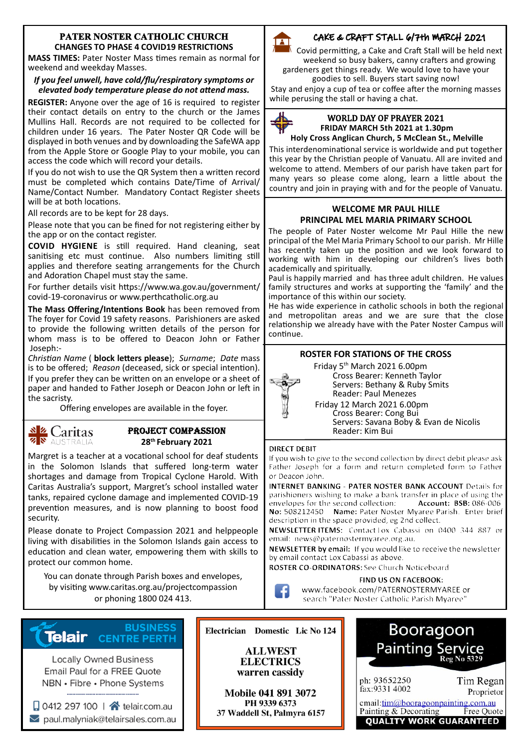## PATER NOSTER CATHOLIC CHURCH
### CHANGES TO PHASE 4 COVID19 RESTRICTIONS

**MASS TIMES:** Pater Noster Mass times remain as normal for weekend and weekday Masses.

***If you feel unwell, have cold/flu/respiratory symptoms or elevated body temperature please do not attend mass.***

**REGISTER:** Anyone over the age of 16 is required to register their contact details on entry to the church or the James Mullins Hall. Records are not required to be collected for children under 16 years. The Pater Noster QR Code will be displayed in both venues and by downloading the SafeWA app from the Apple Store or Google Play to your mobile, you can access the code which will record your details.

If you do not wish to use the QR System then a written record must be completed which contains Date/Time of Arrival/ Name/Contact Number. Mandatory Contact Register sheets will be at both locations.

All records are to be kept for 28 days.

Please note that you can be fined for not registering either by the app or on the contact register.

**COVID HYGIENE** is still required. Hand cleaning, seat sanitising etc must continue. Also numbers limiting still applies and therefore seating arrangements for the Church and Adoration Chapel must stay the same.

For further details visit https://www.wa.gov.au/government/covid-19-coronavirus or www.perthcatholic.org.au

**The Mass Offering/Intentions Book** has been removed from The foyer for Covid 19 safety reasons. Parishioners are asked to provide the following written details of the person for whom mass is to be offered to Deacon John or Father Joseph:-

*Christian Name* ( **block letters please**); *Surname*; *Date* mass is to be offered; *Reason* (deceased, sick or special intention).

If you prefer they can be written on an envelope or a sheet of paper and handed to Father Joseph or Deacon John or left in the sacristy.

Offering envelopes are available in the foyer.

---

Caritas AUSTRALIA

## PROJECT COMPASSION
**28th February 2021**

Margret is a teacher at a vocational school for deaf students in the Solomon Islands that suffered long-term water shortages and damage from Tropical Cyclone Harold. With Caritas Australia's support, Margret's school installed water tanks, repaired cyclone damage and implemented COVID-19 prevention measures, and is now planning to boost food security.

Please donate to Project Compassion 2021 and helppeople living with disabilities in the Solomon Islands gain access to education and clean water, empowering them with skills to protect our common home.

You can donate through Parish boxes and envelopes, by visiting www.caritas.org.au/projectcompassion or phoning 1800 024 413.

---

## CAKE & CRAFT STALL 6/7th MARCH 2021

Covid permitting, a Cake and Craft Stall will be held next weekend so busy bakers, canny crafters and growing gardeners get things ready. We would love to have your goodies to sell. Buyers start saving now!

Stay and enjoy a cup of tea or coffee after the morning masses while perusing the stall or having a chat.

## WORLD DAY OF PRAYER 2021
**FRIDAY MARCH 5th 2021 at 1.30pm**
**Holy Cross Anglican Church, 5 McClean St., Melville**

This interdenominational service is worldwide and put together this year by the Christian people of Vanuatu. All are invited and welcome to attend. Members of our parish have taken part for many years so please come along, learn a little about the country and join in praying with and for the people of Vanuatu.

## WELCOME MR PAUL HILLE
### PRINCIPAL MEL MARIA PRIMARY SCHOOL

The people of Pater Noster welcome Mr Paul Hille the new principal of the Mel Maria Primary School to our parish. Mr Hille has recently taken up the position and we look forward to working with him in developing our children's lives both academically and spiritually.

Paul is happily married and has three adult children. He values family structures and works at supporting the 'family' and the importance of this within our society.

He has wide experience in catholic schools in both the regional and metropolitan areas and we are sure that the close relationship we already have with the Pater Noster Campus will continue.

## ROSTER FOR STATIONS OF THE CROSS

Friday 5th March 2021 6.00pm
- Cross Bearer: Kenneth Taylor
- Servers: Bethany & Ruby Smits
- Reader: Paul Menezes

Friday 12 March 2021 6.00pm
- Cross Bearer: Cong Bui
- Servers: Savana Boby & Evan de Nicolis
- Reader: Kim Bui

---

**DIRECT DEBIT**

If you wish to give to the second collection by direct debit please ask Father Joseph for a form and return completed form to Father or Deacon John.

**INTERNET BANKING - PATER NOSTER BANK ACCOUNT** Details for parishioners wishing to make a bank transfer in place of using the envelopes for the second collection: **Account: BSB:** 086-006 **No:** 508212450 **Name:** Pater Noster Myaree Parish. Enter brief description in the space provided, eg 2nd collect.

**NEWSLETTER ITEMS:** Contact Lox Cabassi on 0400 344 887 or email: news@paternostermyaree.org.au.

**NEWSLETTER by email:** If you would like to receive the newsletter by email contact Lox Cabassi as above.

**ROSTER CO-ORDINATORS:** See Church Noticeboard

**FIND US ON FACEBOOK:**
www.facebook.com/PATERNOSTERMYAREE or search "Pater Noster Catholic Parish Myaree"

---

**Telair BUSINESS CENTRE PERTH**

Locally Owned Business
Email Paul for a FREE Quote
NBN • Fibre • Phone Systems

0412 297 100 | telair.com.au
paul.malyniak@telairsales.com.au

---

**Electrician Domestic Lic No 124**

**ALLWEST ELECTRICS**
**warren cassidy**

**Mobile 041 891 3072**
**PH 9339 6373**
**37 Waddell St, Palmyra 6157**

---

**Booragoon Painting Service**
**Reg No 5329**

ph: 93652250
fax:9331 4002

Tim Regan
Proprietor

email: tim@booragoonpainting.com.au
Painting & Decorating Free Quote

**QUALITY WORK GUARANTEED**